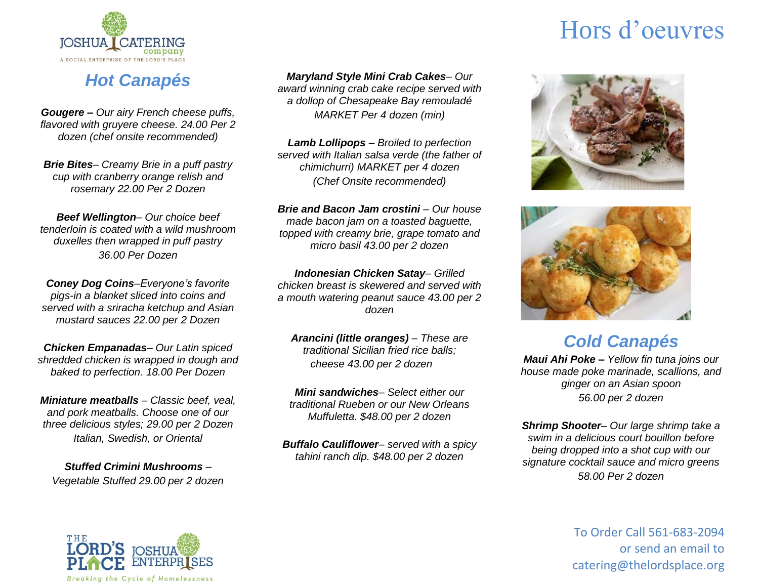JOSHUA CATERING company

A SOCIAL ENTERPRISE OF THE LORD'S PLACE

# Hors d'oeuvres

## Hot Canapés

***Gougere –*** *Our airy French cheese puffs, flavored with gruyere cheese. 24.00 Per 2 dozen (chef onsite recommended)*

***Brie Bites****– Creamy Brie in a puff pastry cup with cranberry orange relish and rosemary 22.00 Per 2 Dozen*

***Beef Wellington****– Our choice beef tenderloin is coated with a wild mushroom duxelles then wrapped in puff pastry 36.00 Per Dozen*

***Coney Dog Coins****–Everyone's favorite pigs-in a blanket sliced into coins and served with a sriracha ketchup and Asian mustard sauces 22.00 per 2 Dozen*

***Chicken Empanadas****– Our Latin spiced shredded chicken is wrapped in dough and baked to perfection. 18.00 Per Dozen*

***Miniature meatballs*** *– Classic beef, veal, and pork meatballs. Choose one of our three delicious styles; 29.00 per 2 Dozen Italian, Swedish, or Oriental*

***Stuffed Crimini Mushrooms*** *– Vegetable Stuffed 29.00 per 2 dozen*

***Maryland Style Mini Crab Cakes****– Our award winning crab cake recipe served with a dollop of Chesapeake Bay remouladé MARKET Per 4 dozen (min)*

***Lamb Lollipops*** *– Broiled to perfection served with Italian salsa verde (the father of chimichurri) MARKET per 4 dozen (Chef Onsite recommended)*

***Brie and Bacon Jam crostini*** *– Our house made bacon jam on a toasted baguette, topped with creamy brie, grape tomato and micro basil 43.00 per 2 dozen*

***Indonesian Chicken Satay****– Grilled chicken breast is skewered and served with a mouth watering peanut sauce 43.00 per 2 dozen*

***Arancini (little oranges)*** *– These are traditional Sicilian fried rice balls; cheese 43.00 per 2 dozen*

***Mini sandwiches****– Select either our traditional Rueben or our New Orleans Muffuletta. $48.00 per 2 dozen*

***Buffalo Cauliflower****– served with a spicy tahini ranch dip. $48.00 per 2 dozen*

## Cold Canapés

***Maui Ahi Poke –*** *Yellow fin tuna joins our house made poke marinade, scallions, and ginger on an Asian spoon 56.00 per 2 dozen*

***Shrimp Shooter****– Our large shrimp take a swim in a delicious court bouillon before being dropped into a shot cup with our signature cocktail sauce and micro greens 58.00 Per 2 dozen*

THE LORD'S PLACE JOSHUA ENTERPRISES

Breaking the Cycle of Homelessness

To Order Call 561-683-2094
or send an email to
catering@thelordsplace.org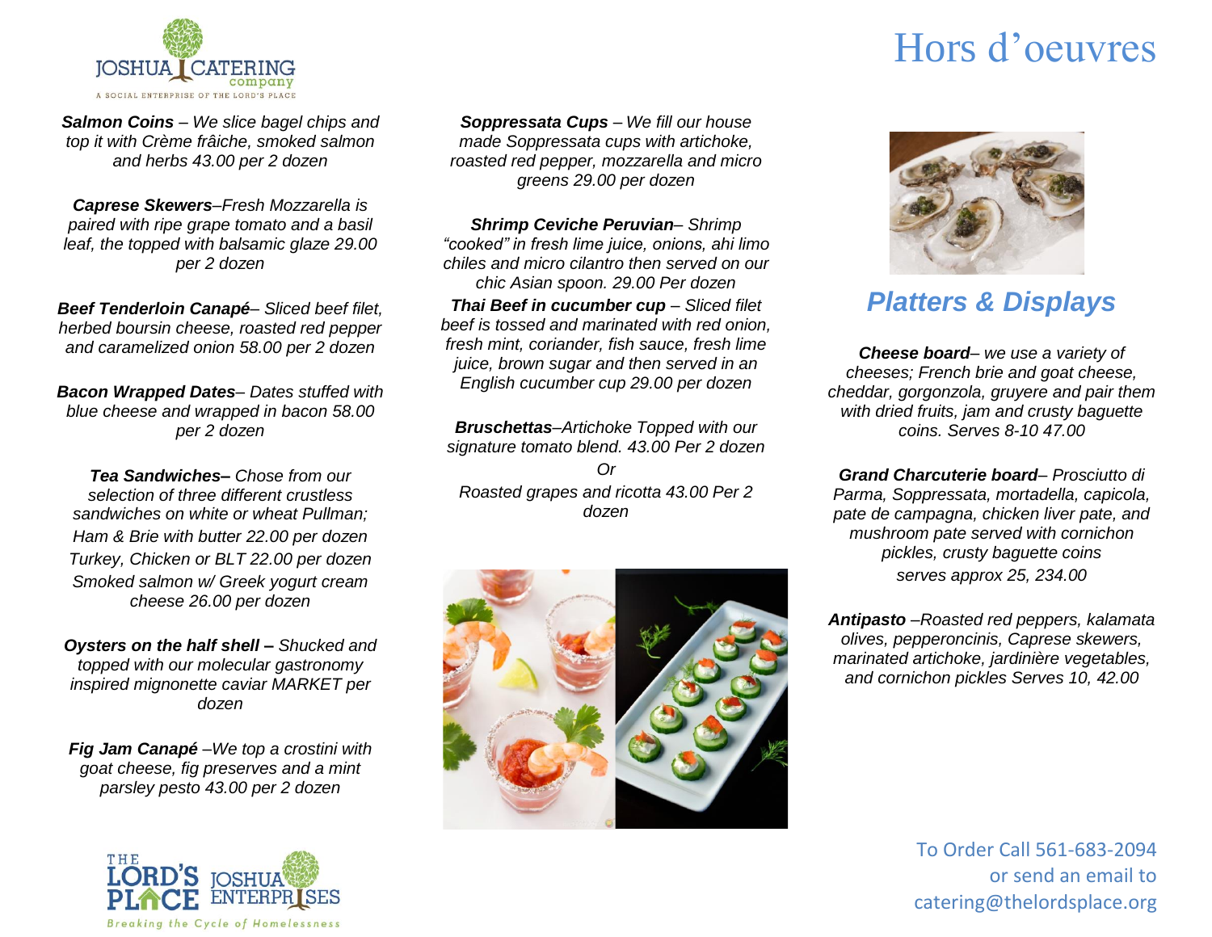# Hors d'oeuvres

***Salmon Coins** – We slice bagel chips and top it with Crème frâiche, smoked salmon and herbs 43.00 per 2 dozen*

***Caprese Skewers**–Fresh Mozzarella is paired with ripe grape tomato and a basil leaf, the topped with balsamic glaze 29.00 per 2 dozen*

***Beef Tenderloin Canapé**– Sliced beef filet, herbed boursin cheese, roasted red pepper and caramelized onion 58.00 per 2 dozen*

***Bacon Wrapped Dates**– Dates stuffed with blue cheese and wrapped in bacon 58.00 per 2 dozen*

***Tea Sandwiches–** Chose from our selection of three different crustless sandwiches on white or wheat Pullman;*

*Ham & Brie with butter 22.00 per dozen*

*Turkey, Chicken or BLT 22.00 per dozen*

*Smoked salmon w/ Greek yogurt cream cheese 26.00 per dozen*

***Oysters on the half shell –** Shucked and topped with our molecular gastronomy inspired mignonette caviar MARKET per dozen*

***Fig Jam Canapé** –We top a crostini with goat cheese, fig preserves and a mint parsley pesto 43.00 per 2 dozen*

***Soppressata Cups** – We fill our house made Soppressata cups with artichoke, roasted red pepper, mozzarella and micro greens 29.00 per dozen*

***Shrimp Ceviche Peruvian**– Shrimp "cooked" in fresh lime juice, onions, ahi limo chiles and micro cilantro then served on our chic Asian spoon. 29.00 Per dozen*

***Thai Beef in cucumber cup** – Sliced filet beef is tossed and marinated with red onion, fresh mint, coriander, fish sauce, fresh lime juice, brown sugar and then served in an English cucumber cup 29.00 per dozen*

***Bruschettas**–Artichoke Topped with our signature tomato blend. 43.00 Per 2 dozen*

*Or*

*Roasted grapes and ricotta 43.00 Per 2 dozen*

## *Platters & Displays*

***Cheese board**– we use a variety of cheeses; French brie and goat cheese, cheddar, gorgonzola, gruyere and pair them with dried fruits, jam and crusty baguette coins. Serves 8-10 47.00*

***Grand Charcuterie board**– Prosciutto di Parma, Soppressata, mortadella, capicola, pate de campagna, chicken liver pate, and mushroom pate served with cornichon pickles, crusty baguette coins serves approx 25, 234.00*

***Antipasto** –Roasted red peppers, kalamata olives, pepperoncinis, Caprese skewers, marinated artichoke, jardinière vegetables, and cornichon pickles Serves 10, 42.00*

To Order Call 561-683-2094 or send an email to catering@thelordsplace.org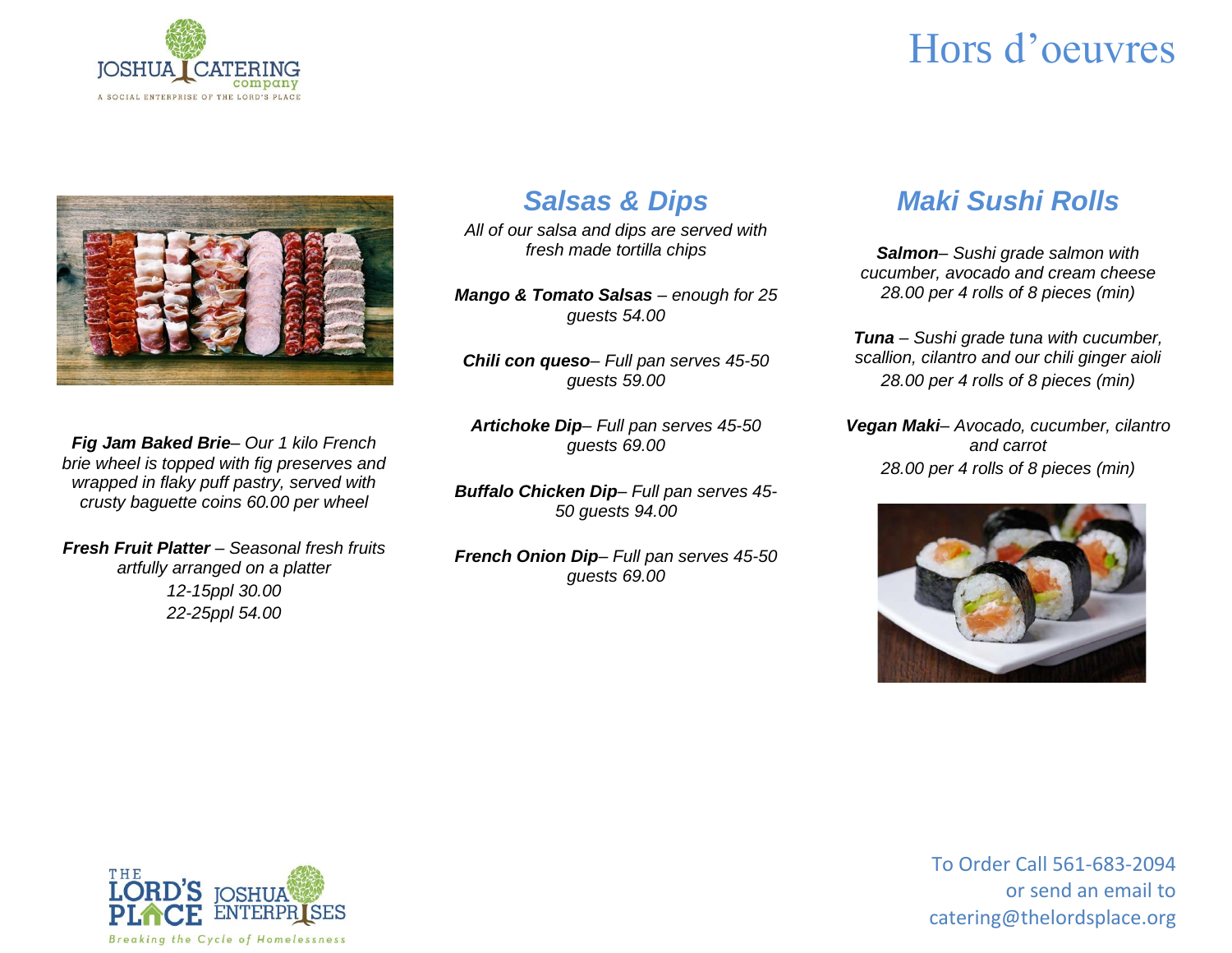# Hors d'oeuvres

*Fig Jam Baked Brie– Our 1 kilo French brie wheel is topped with fig preserves and wrapped in flaky puff pastry, served with crusty baguette coins 60.00 per wheel*

***Fresh Fruit Platter** – Seasonal fresh fruits artfully arranged on a platter*
*12-15ppl 30.00*
*22-25ppl 54.00*

## *Salsas & Dips*

*All of our salsa and dips are served with fresh made tortilla chips*

***Mango & Tomato Salsas** – enough for 25 guests 54.00*

***Chili con queso**– Full pan serves 45-50 guests 59.00*

***Artichoke Dip**– Full pan serves 45-50 guests 69.00*

***Buffalo Chicken Dip**– Full pan serves 45-50 guests 94.00*

***French Onion Dip**– Full pan serves 45-50 guests 69.00*

## *Maki Sushi Rolls*

***Salmon**– Sushi grade salmon with cucumber, avocado and cream cheese*
*28.00 per 4 rolls of 8 pieces (min)*

***Tuna** – Sushi grade tuna with cucumber, scallion, cilantro and our chili ginger aioli*
*28.00 per 4 rolls of 8 pieces (min)*

***Vegan Maki**– Avocado, cucumber, cilantro and carrot*
*28.00 per 4 rolls of 8 pieces (min)*

To Order Call 561-683-2094
or send an email to
catering@thelordsplace.org